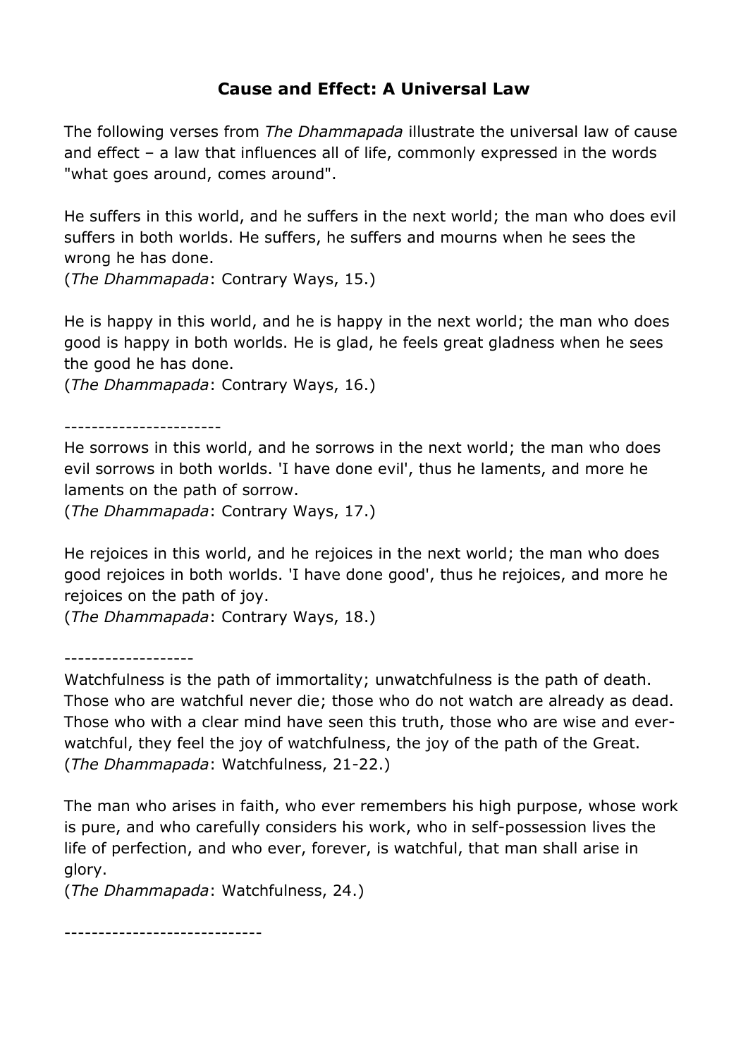# Cause and Effect: A Universal Law

The following verses from *The Dhammapada* illustrate the universal law of cause and effect – a law that influences all of life, commonly expressed in the words "what goes around, comes around".

He suffers in this world, and he suffers in the next world; the man who does evil suffers in both worlds. He suffers, he suffers and mourns when he sees the wrong he has done.
(*The Dhammapada*: Contrary Ways, 15.)

He is happy in this world, and he is happy in the next world; the man who does good is happy in both worlds. He is glad, he feels great gladness when he sees the good he has done.
(*The Dhammapada*: Contrary Ways, 16.)

----------------------

He sorrows in this world, and he sorrows in the next world; the man who does evil sorrows in both worlds. 'I have done evil', thus he laments, and more he laments on the path of sorrow.
(*The Dhammapada*: Contrary Ways, 17.)

He rejoices in this world, and he rejoices in the next world; the man who does good rejoices in both worlds. 'I have done good', thus he rejoices, and more he rejoices on the path of joy.
(*The Dhammapada*: Contrary Ways, 18.)

-------------------

Watchfulness is the path of immortality; unwatchfulness is the path of death. Those who are watchful never die; those who do not watch are already as dead. Those who with a clear mind have seen this truth, those who are wise and ever-watchful, they feel the joy of watchfulness, the joy of the path of the Great.
(*The Dhammapada*: Watchfulness, 21-22.)

The man who arises in faith, who ever remembers his high purpose, whose work is pure, and who carefully considers his work, who in self-possession lives the life of perfection, and who ever, forever, is watchful, that man shall arise in glory.
(*The Dhammapada*: Watchfulness, 24.)

-----------------------------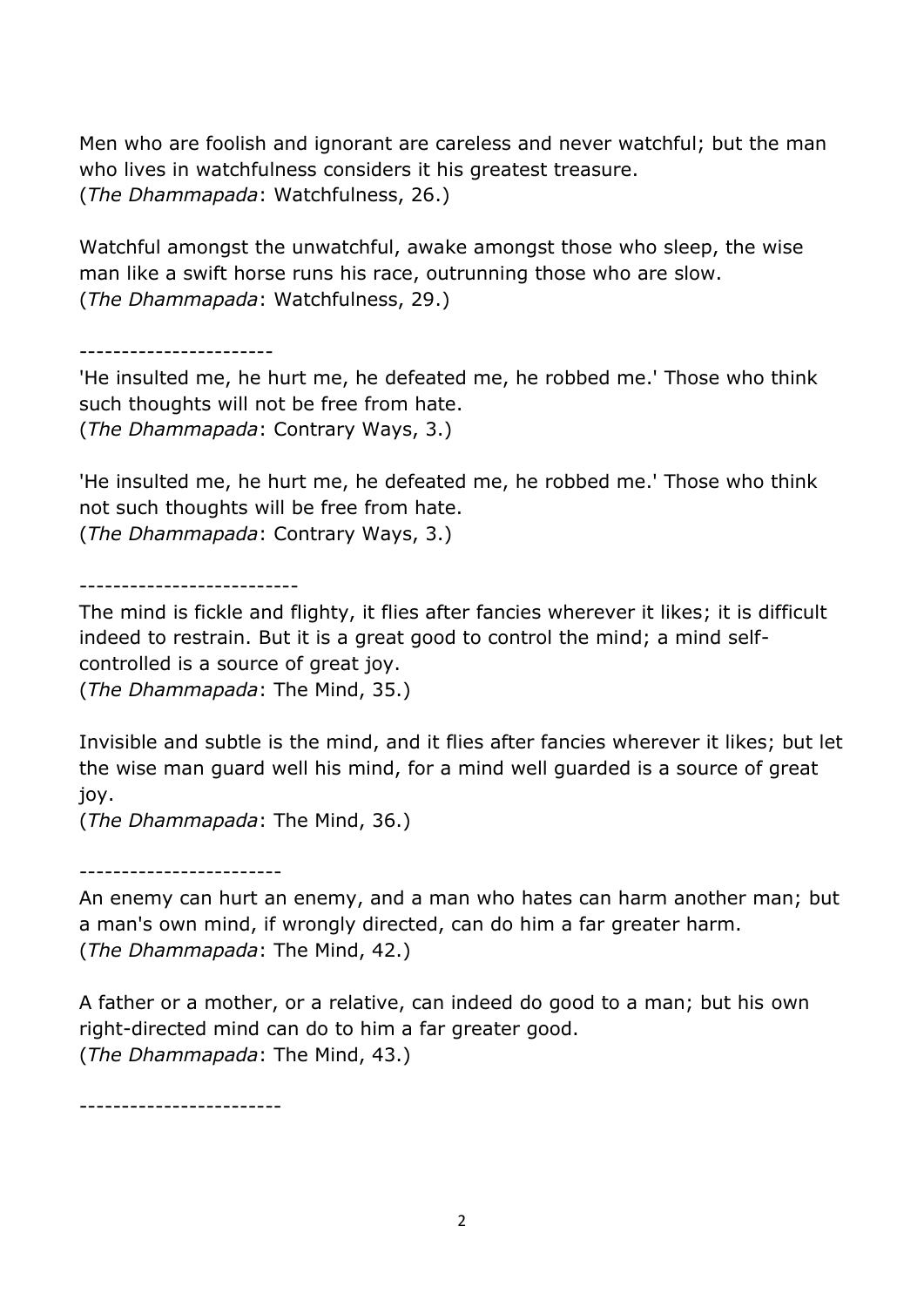Men who are foolish and ignorant are careless and never watchful; but the man who lives in watchfulness considers it his greatest treasure.
(*The Dhammapada*: Watchfulness, 26.)

Watchful amongst the unwatchful, awake amongst those who sleep, the wise man like a swift horse runs his race, outrunning those who are slow.
(*The Dhammapada*: Watchfulness, 29.)

----------------------

'He insulted me, he hurt me, he defeated me, he robbed me.' Those who think such thoughts will not be free from hate.
(*The Dhammapada*: Contrary Ways, 3.)

'He insulted me, he hurt me, he defeated me, he robbed me.' Those who think not such thoughts will be free from hate.
(*The Dhammapada*: Contrary Ways, 3.)

-------------------------

The mind is fickle and flighty, it flies after fancies wherever it likes; it is difficult indeed to restrain. But it is a great good to control the mind; a mind self-controlled is a source of great joy.
(*The Dhammapada*: The Mind, 35.)

Invisible and subtle is the mind, and it flies after fancies wherever it likes; but let the wise man guard well his mind, for a mind well guarded is a source of great joy.
(*The Dhammapada*: The Mind, 36.)

-----------------------

An enemy can hurt an enemy, and a man who hates can harm another man; but a man's own mind, if wrongly directed, can do him a far greater harm.
(*The Dhammapada*: The Mind, 42.)

A father or a mother, or a relative, can indeed do good to a man; but his own right-directed mind can do to him a far greater good.
(*The Dhammapada*: The Mind, 43.)

-----------------------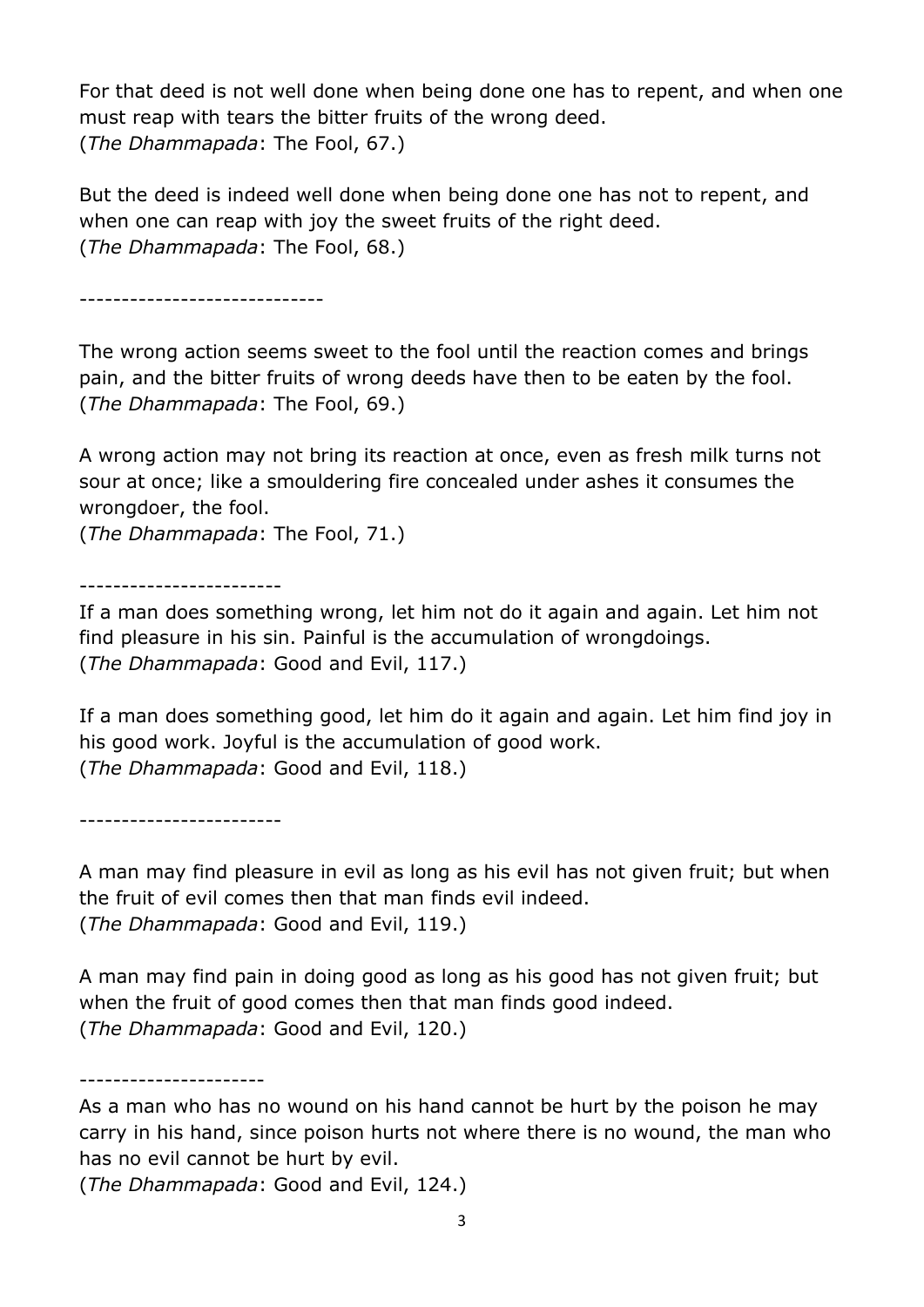For that deed is not well done when being done one has to repent, and when one must reap with tears the bitter fruits of the wrong deed.
(*The Dhammapada*: The Fool, 67.)

But the deed is indeed well done when being done one has not to repent, and when one can reap with joy the sweet fruits of the right deed.
(*The Dhammapada*: The Fool, 68.)

-----------------------------

The wrong action seems sweet to the fool until the reaction comes and brings pain, and the bitter fruits of wrong deeds have then to be eaten by the fool.
(*The Dhammapada*: The Fool, 69.)

A wrong action may not bring its reaction at once, even as fresh milk turns not sour at once; like a smouldering fire concealed under ashes it consumes the wrongdoer, the fool.
(*The Dhammapada*: The Fool, 71.)

------------------------

If a man does something wrong, let him not do it again and again. Let him not find pleasure in his sin. Painful is the accumulation of wrongdoings.
(*The Dhammapada*: Good and Evil, 117.)

If a man does something good, let him do it again and again. Let him find joy in his good work. Joyful is the accumulation of good work.
(*The Dhammapada*: Good and Evil, 118.)

------------------------

A man may find pleasure in evil as long as his evil has not given fruit; but when the fruit of evil comes then that man finds evil indeed.
(*The Dhammapada*: Good and Evil, 119.)

A man may find pain in doing good as long as his good has not given fruit; but when the fruit of good comes then that man finds good indeed.
(*The Dhammapada*: Good and Evil, 120.)

----------------------

As a man who has no wound on his hand cannot be hurt by the poison he may carry in his hand, since poison hurts not where there is no wound, the man who has no evil cannot be hurt by evil.
(*The Dhammapada*: Good and Evil, 124.)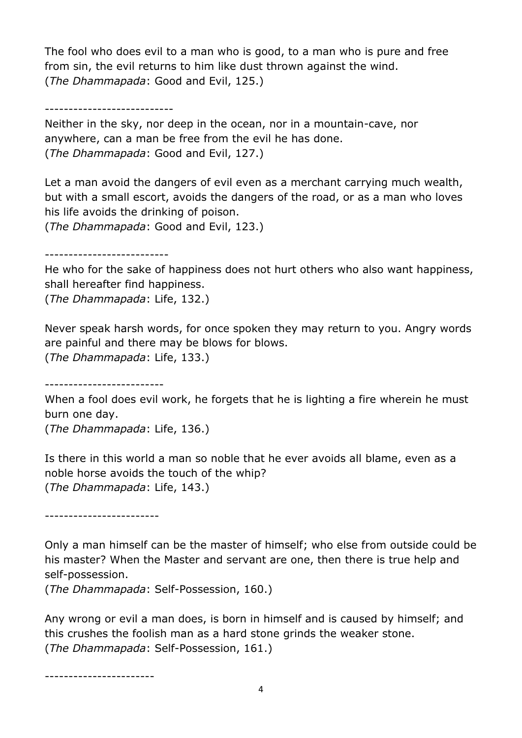The fool who does evil to a man who is good, to a man who is pure and free from sin, the evil returns to him like dust thrown against the wind.
(*The Dhammapada*: Good and Evil, 125.)

---------------------------

Neither in the sky, nor deep in the ocean, nor in a mountain-cave, nor anywhere, can a man be free from the evil he has done.
(*The Dhammapada*: Good and Evil, 127.)

Let a man avoid the dangers of evil even as a merchant carrying much wealth, but with a small escort, avoids the dangers of the road, or as a man who loves his life avoids the drinking of poison.
(*The Dhammapada*: Good and Evil, 123.)

--------------------------

He who for the sake of happiness does not hurt others who also want happiness, shall hereafter find happiness.
(*The Dhammapada*: Life, 132.)

Never speak harsh words, for once spoken they may return to you. Angry words are painful and there may be blows for blows.
(*The Dhammapada*: Life, 133.)

-------------------------

When a fool does evil work, he forgets that he is lighting a fire wherein he must burn one day.
(*The Dhammapada*: Life, 136.)

Is there in this world a man so noble that he ever avoids all blame, even as a noble horse avoids the touch of the whip?
(*The Dhammapada*: Life, 143.)

------------------------

Only a man himself can be the master of himself; who else from outside could be his master? When the Master and servant are one, then there is true help and self-possession.
(*The Dhammapada*: Self-Possession, 160.)

Any wrong or evil a man does, is born in himself and is caused by himself; and this crushes the foolish man as a hard stone grinds the weaker stone.
(*The Dhammapada*: Self-Possession, 161.)

-----------------------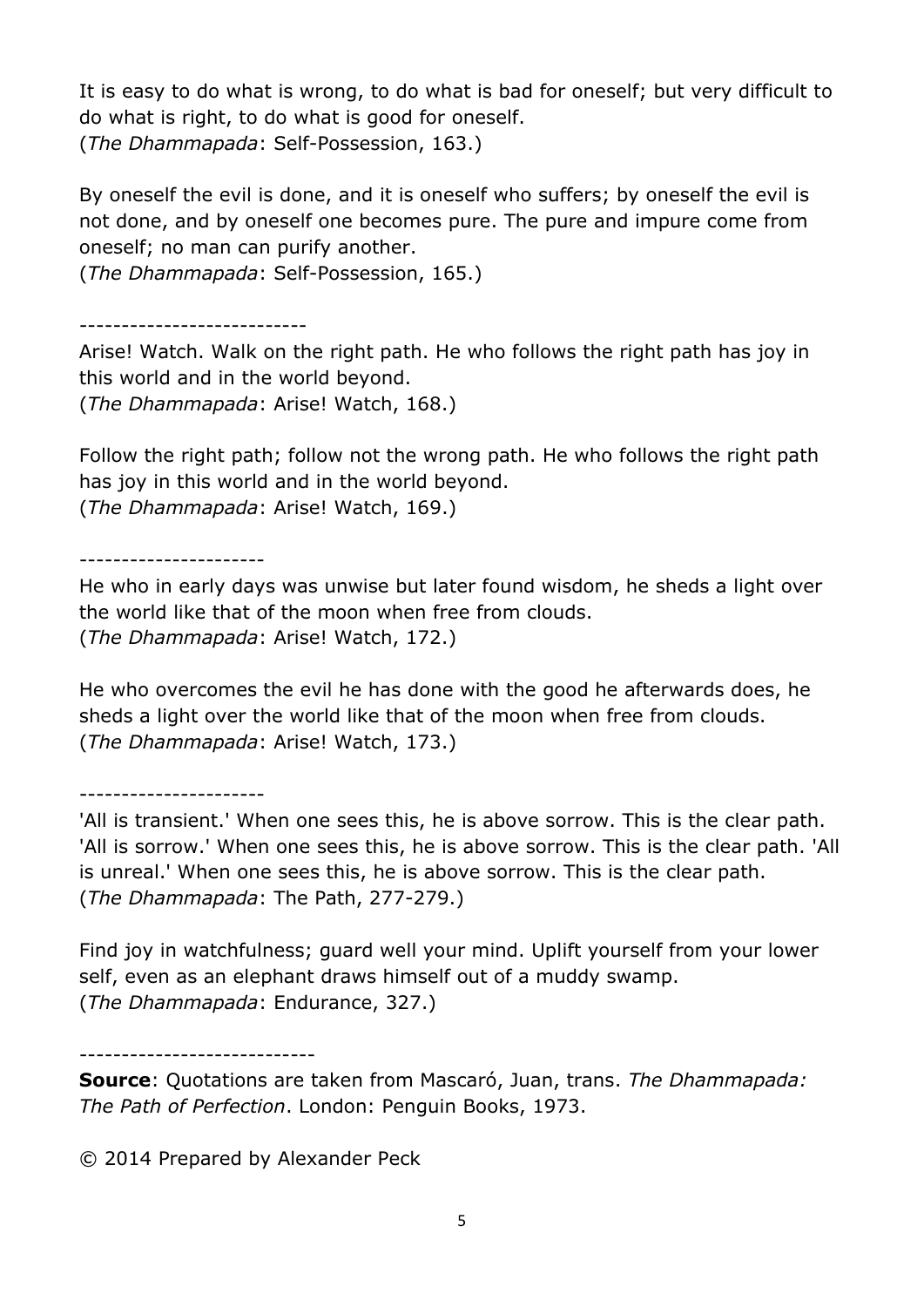It is easy to do what is wrong, to do what is bad for oneself; but very difficult to do what is right, to do what is good for oneself.
(*The Dhammapada*: Self-Possession, 163.)

By oneself the evil is done, and it is oneself who suffers; by oneself the evil is not done, and by oneself one becomes pure. The pure and impure come from oneself; no man can purify another.
(*The Dhammapada*: Self-Possession, 165.)

---------------------------

Arise! Watch. Walk on the right path. He who follows the right path has joy in this world and in the world beyond.
(*The Dhammapada*: Arise! Watch, 168.)

Follow the right path; follow not the wrong path. He who follows the right path has joy in this world and in the world beyond.
(*The Dhammapada*: Arise! Watch, 169.)

----------------------

He who in early days was unwise but later found wisdom, he sheds a light over the world like that of the moon when free from clouds.
(*The Dhammapada*: Arise! Watch, 172.)

He who overcomes the evil he has done with the good he afterwards does, he sheds a light over the world like that of the moon when free from clouds.
(*The Dhammapada*: Arise! Watch, 173.)

----------------------

'All is transient.' When one sees this, he is above sorrow. This is the clear path. 'All is sorrow.' When one sees this, he is above sorrow. This is the clear path. 'All is unreal.' When one sees this, he is above sorrow. This is the clear path.
(*The Dhammapada*: The Path, 277-279.)

Find joy in watchfulness; guard well your mind. Uplift yourself from your lower self, even as an elephant draws himself out of a muddy swamp.
(*The Dhammapada*: Endurance, 327.)

----------------------------

**Source**: Quotations are taken from Mascaró, Juan, trans. *The Dhammapada: The Path of Perfection*. London: Penguin Books, 1973.

© 2014 Prepared by Alexander Peck